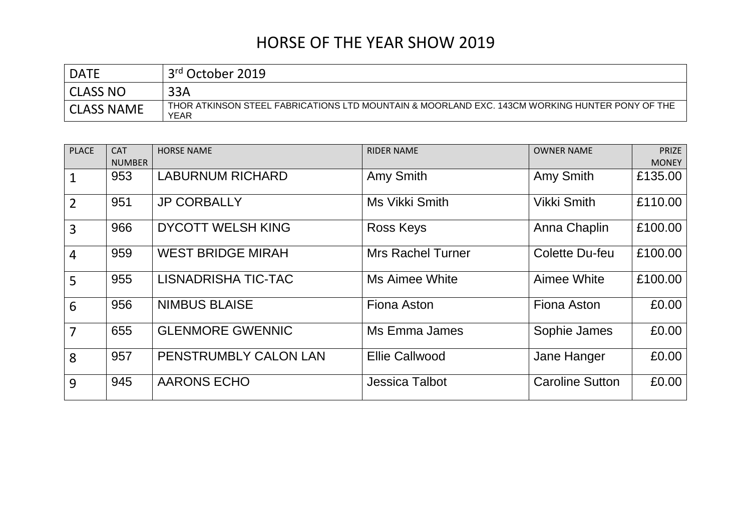# HORSE OF THE YEAR SHOW 2019

| DATE | 3rd October 2019 |
|---|---|
| CLASS NO | 33A |
| CLASS NAME | THOR ATKINSON STEEL FABRICATIONS LTD MOUNTAIN & MOORLAND EXC. 143CM WORKING HUNTER PONY OF THE YEAR |

| PLACE | CAT NUMBER | HORSE NAME | RIDER NAME | OWNER NAME | PRIZE MONEY |
|---|---|---|---|---|---|
| 1 | 953 | LABURNUM RICHARD | Amy Smith | Amy Smith | £135.00 |
| 2 | 951 | JP CORBALLY | Ms Vikki Smith | Vikki Smith | £110.00 |
| 3 | 966 | DYCOTT WELSH KING | Ross Keys | Anna Chaplin | £100.00 |
| 4 | 959 | WEST BRIDGE MIRAH | Mrs Rachel Turner | Colette Du-feu | £100.00 |
| 5 | 955 | LISNADRISHA TIC-TAC | Ms Aimee White | Aimee White | £100.00 |
| 6 | 956 | NIMBUS BLAISE | Fiona Aston | Fiona Aston | £0.00 |
| 7 | 655 | GLENMORE GWENNIC | Ms Emma James | Sophie James | £0.00 |
| 8 | 957 | PENSTRUMBLY CALON LAN | Ellie Callwood | Jane Hanger | £0.00 |
| 9 | 945 | AARONS ECHO | Jessica Talbot | Caroline Sutton | £0.00 |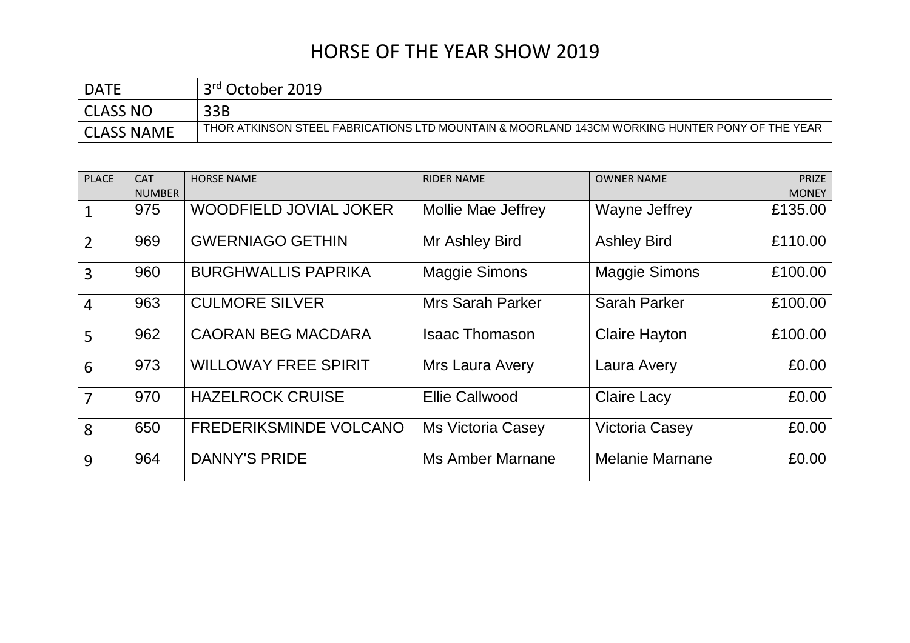# HORSE OF THE YEAR SHOW 2019

| DATE | 3rd October 2019 |
|---|---|
| CLASS NO | 33B |
| CLASS NAME | THOR ATKINSON STEEL FABRICATIONS LTD MOUNTAIN & MOORLAND 143CM WORKING HUNTER PONY OF THE YEAR |

| PLACE | CAT NUMBER | HORSE NAME | RIDER NAME | OWNER NAME | PRIZE MONEY |
|---|---|---|---|---|---|
| 1 | 975 | WOODFIELD JOVIAL JOKER | Mollie Mae Jeffrey | Wayne Jeffrey | £135.00 |
| 2 | 969 | GWERNIAGO GETHIN | Mr Ashley Bird | Ashley Bird | £110.00 |
| 3 | 960 | BURGHWALLIS PAPRIKA | Maggie Simons | Maggie Simons | £100.00 |
| 4 | 963 | CULMORE SILVER | Mrs Sarah Parker | Sarah Parker | £100.00 |
| 5 | 962 | CAORAN BEG MACDARA | Isaac Thomason | Claire Hayton | £100.00 |
| 6 | 973 | WILLOWAY FREE SPIRIT | Mrs Laura Avery | Laura Avery | £0.00 |
| 7 | 970 | HAZELROCK CRUISE | Ellie Callwood | Claire Lacy | £0.00 |
| 8 | 650 | FREDERIKSMINDE VOLCANO | Ms Victoria Casey | Victoria Casey | £0.00 |
| 9 | 964 | DANNY'S PRIDE | Ms Amber Marnane | Melanie Marnane | £0.00 |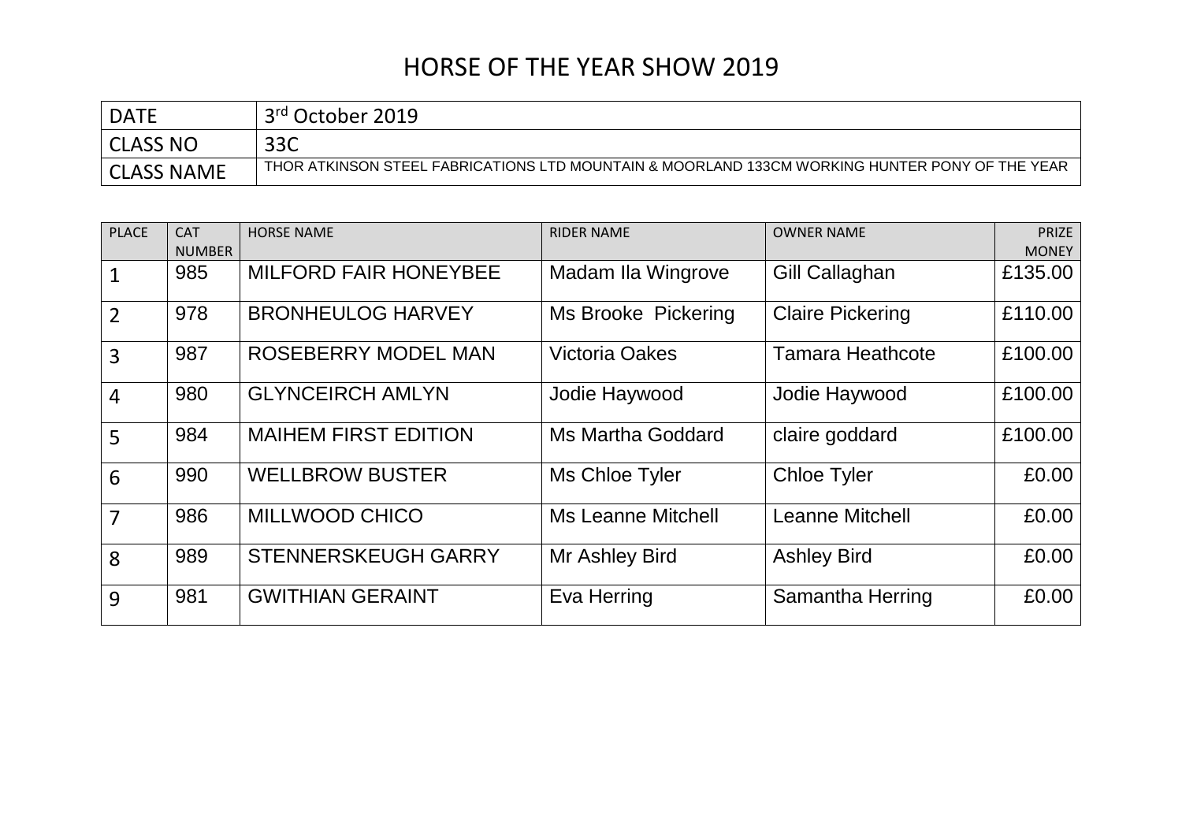# HORSE OF THE YEAR SHOW 2019

| DATE | 3rd October 2019 |
|---|---|
| CLASS NO | 33C |
| CLASS NAME | THOR ATKINSON STEEL FABRICATIONS LTD MOUNTAIN & MOORLAND 133CM WORKING HUNTER PONY OF THE YEAR |

| PLACE | CAT NUMBER | HORSE NAME | RIDER NAME | OWNER NAME | PRIZE MONEY |
|---|---|---|---|---|---|
| 1 | 985 | MILFORD FAIR HONEYBEE | Madam Ila Wingrove | Gill Callaghan | £135.00 |
| 2 | 978 | BRONHEULOG HARVEY | Ms Brooke Pickering | Claire Pickering | £110.00 |
| 3 | 987 | ROSEBERRY MODEL MAN | Victoria Oakes | Tamara Heathcote | £100.00 |
| 4 | 980 | GLYNCEIRCH AMLYN | Jodie Haywood | Jodie Haywood | £100.00 |
| 5 | 984 | MAIHEM FIRST EDITION | Ms Martha Goddard | claire goddard | £100.00 |
| 6 | 990 | WELLBROW BUSTER | Ms Chloe Tyler | Chloe Tyler | £0.00 |
| 7 | 986 | MILLWOOD CHICO | Ms Leanne Mitchell | Leanne Mitchell | £0.00 |
| 8 | 989 | STENNERSKEUGH GARRY | Mr Ashley Bird | Ashley Bird | £0.00 |
| 9 | 981 | GWITHIAN GERAINT | Eva Herring | Samantha Herring | £0.00 |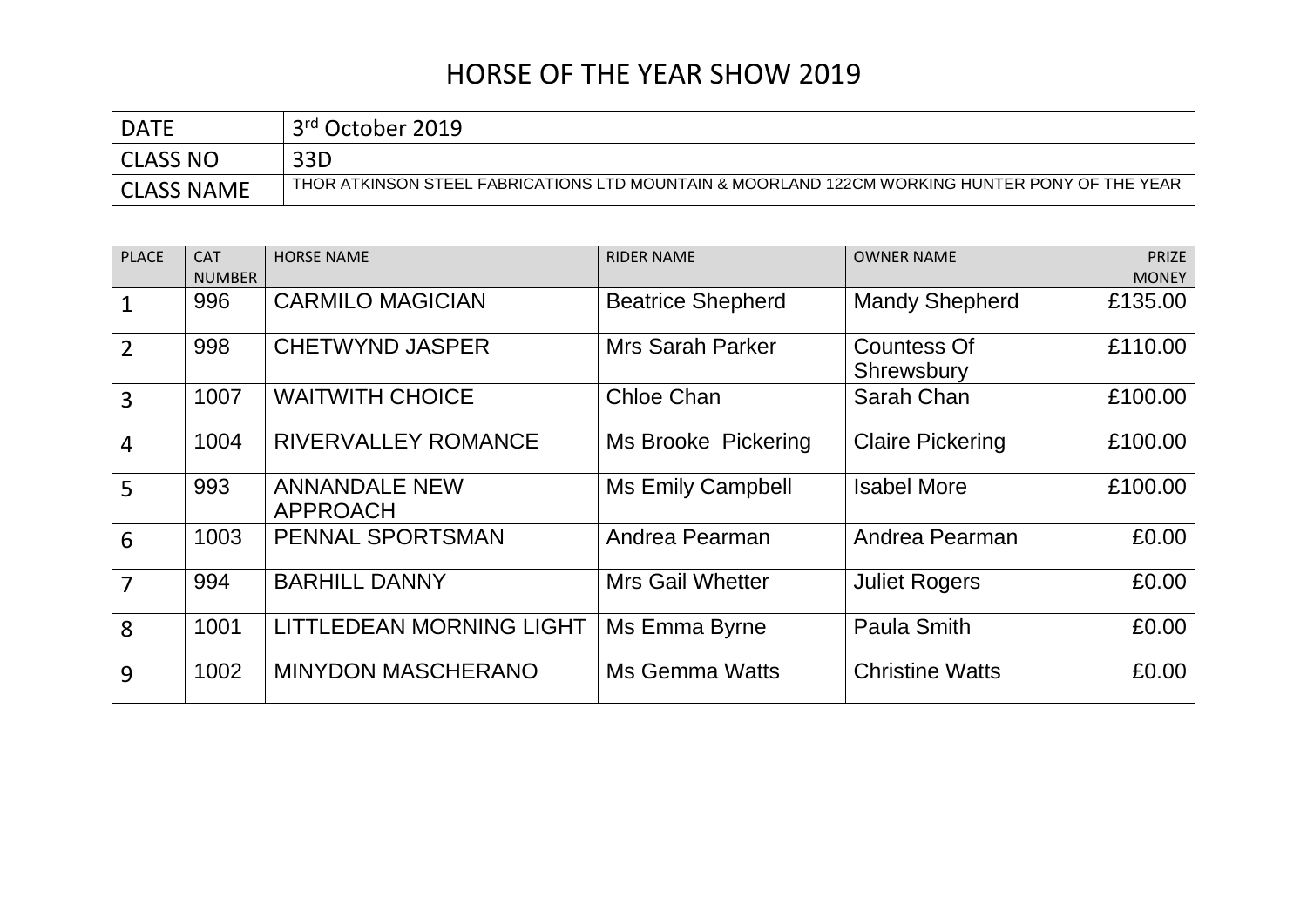# HORSE OF THE YEAR SHOW 2019

| DATE | 3rd October 2019 |
|---|---|
| CLASS NO | 33D |
| CLASS NAME | THOR ATKINSON STEEL FABRICATIONS LTD MOUNTAIN & MOORLAND 122CM WORKING HUNTER PONY OF THE YEAR |

| PLACE | CAT NUMBER | HORSE NAME | RIDER NAME | OWNER NAME | PRIZE MONEY |
|---|---|---|---|---|---|
| 1 | 996 | CARMILO MAGICIAN | Beatrice Shepherd | Mandy Shepherd | £135.00 |
| 2 | 998 | CHETWYND JASPER | Mrs Sarah Parker | Countess Of Shrewsbury | £110.00 |
| 3 | 1007 | WAITWITH CHOICE | Chloe Chan | Sarah Chan | £100.00 |
| 4 | 1004 | RIVERVALLEY ROMANCE | Ms Brooke Pickering | Claire Pickering | £100.00 |
| 5 | 993 | ANNANDALE NEW APPROACH | Ms Emily Campbell | Isabel More | £100.00 |
| 6 | 1003 | PENNAL SPORTSMAN | Andrea Pearman | Andrea Pearman | £0.00 |
| 7 | 994 | BARHILL DANNY | Mrs Gail Whetter | Juliet Rogers | £0.00 |
| 8 | 1001 | LITTLEDEAN MORNING LIGHT | Ms Emma Byrne | Paula Smith | £0.00 |
| 9 | 1002 | MINYDON MASCHERANO | Ms Gemma Watts | Christine Watts | £0.00 |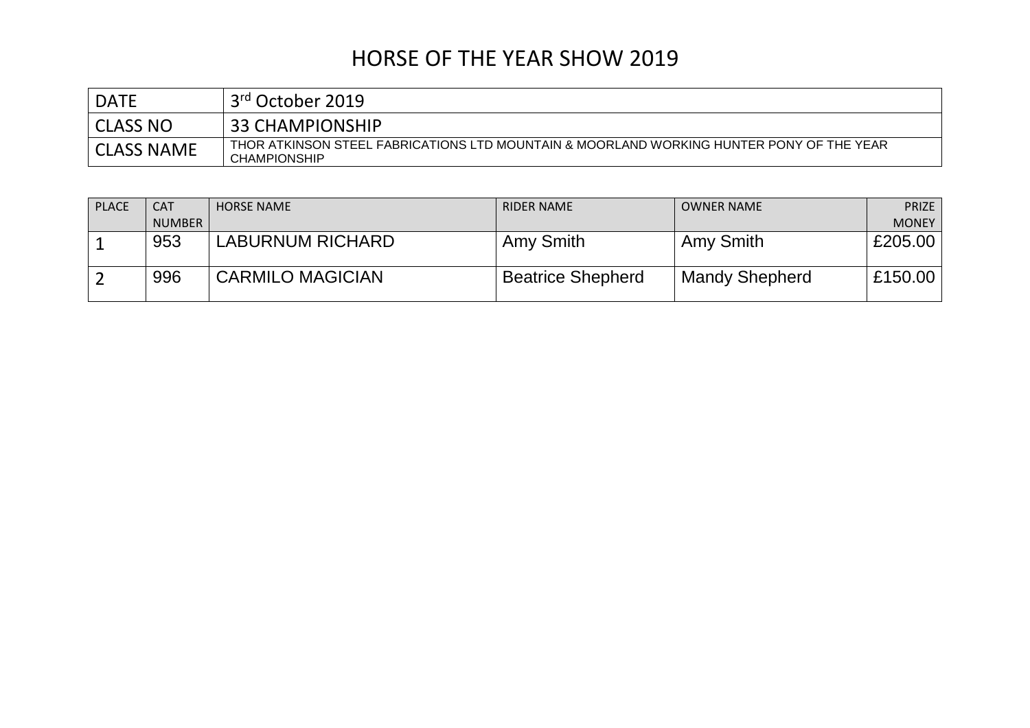# HORSE OF THE YEAR SHOW 2019

| | |
|---|---|
| DATE | 3rd October 2019 |
| CLASS NO | 33 CHAMPIONSHIP |
| CLASS NAME | THOR ATKINSON STEEL FABRICATIONS LTD MOUNTAIN & MOORLAND WORKING HUNTER PONY OF THE YEAR CHAMPIONSHIP |

| PLACE | CAT NUMBER | HORSE NAME | RIDER NAME | OWNER NAME | PRIZE MONEY |
|---|---|---|---|---|---|
| 1 | 953 | LABURNUM RICHARD | Amy Smith | Amy Smith | £205.00 |
| 2 | 996 | CARMILO MAGICIAN | Beatrice Shepherd | Mandy Shepherd | £150.00 |